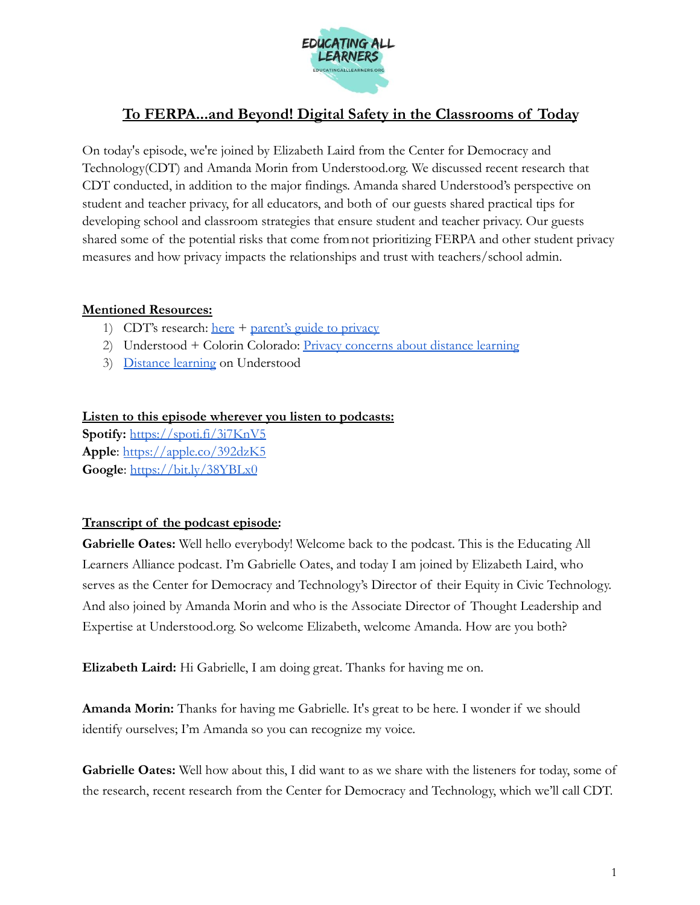# To FERPA...and Beyond! Digital Safety in the Classrooms of Today

On today's episode, we're joined by Elizabeth Laird from the Center for Democracy and Technology(CDT) and Amanda Morin from Understood.org. We discussed recent research that CDT conducted, in addition to the major findings. Amanda shared Understood's perspective on student and teacher privacy, for all educators, and both of our guests shared practical tips for developing school and classroom strategies that ensure student and teacher privacy. Our guests shared some of the potential risks that come from not prioritizing FERPA and other student privacy measures and how privacy impacts the relationships and trust with teachers/school admin.

**Mentioned Resources:**

1) CDT's research: here + parent's guide to privacy
2) Understood + Colorin Colorado: Privacy concerns about distance learning
3) Distance learning on Understood

**Listen to this episode wherever you listen to podcasts:**

**Spotify:** https://spoti.fi/3i7KnV5
**Apple**: https://apple.co/392dzK5
**Google**: https://bit.ly/38YBLx0

**Transcript of the podcast episode:**

**Gabrielle Oates:** Well hello everybody! Welcome back to the podcast. This is the Educating All Learners Alliance podcast. I'm Gabrielle Oates, and today I am joined by Elizabeth Laird, who serves as the Center for Democracy and Technology's Director of their Equity in Civic Technology. And also joined by Amanda Morin and who is the Associate Director of Thought Leadership and Expertise at Understood.org. So welcome Elizabeth, welcome Amanda. How are you both?

**Elizabeth Laird:** Hi Gabrielle, I am doing great. Thanks for having me on.

**Amanda Morin:** Thanks for having me Gabrielle. It's great to be here. I wonder if we should identify ourselves; I'm Amanda so you can recognize my voice.

**Gabrielle Oates:** Well how about this, I did want to as we share with the listeners for today, some of the research, recent research from the Center for Democracy and Technology, which we'll call CDT.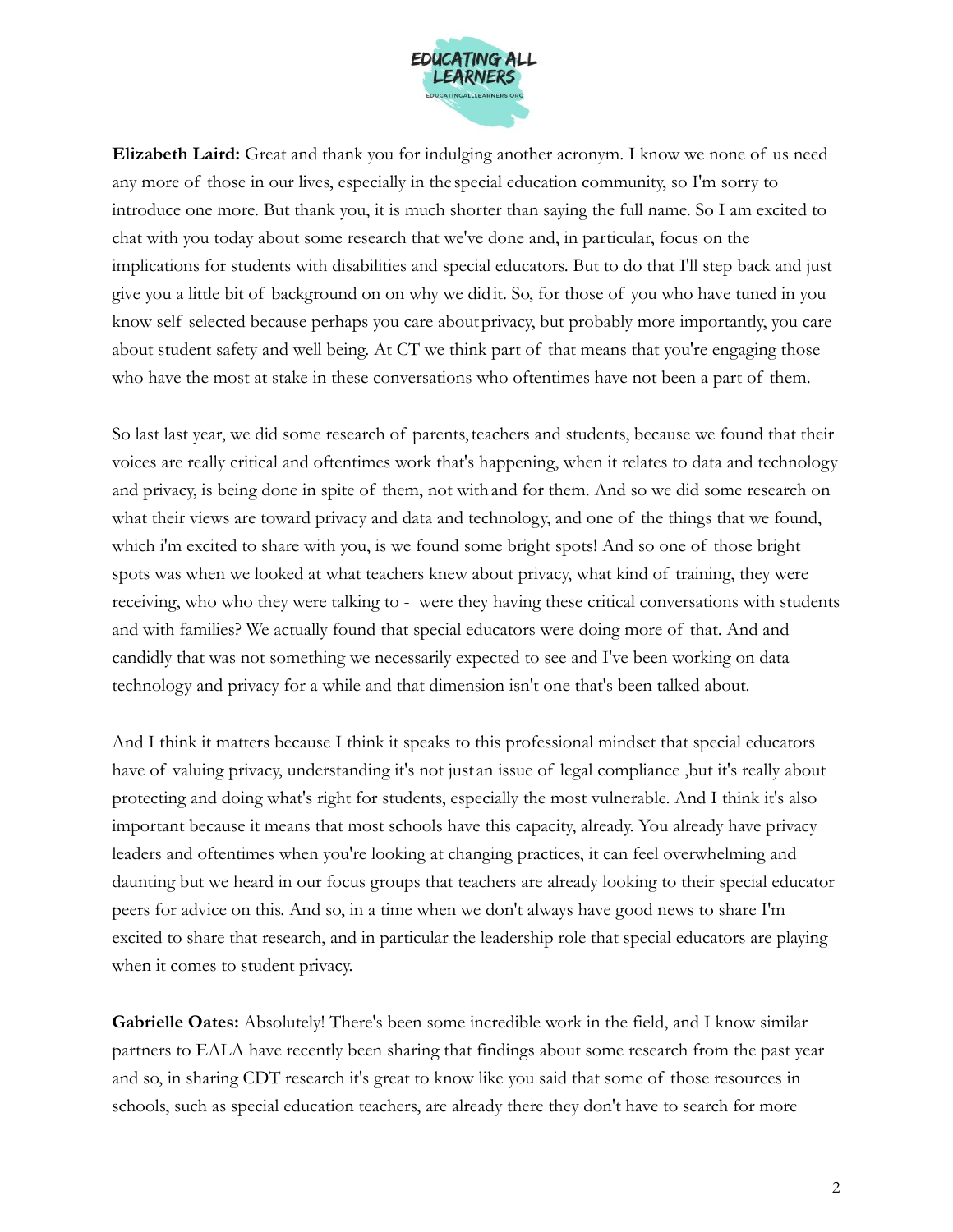**Elizabeth Laird:** Great and thank you for indulging another acronym. I know we none of us need any more of those in our lives, especially in the special education community, so I'm sorry to introduce one more. But thank you, it is much shorter than saying the full name. So I am excited to chat with you today about some research that we've done and, in particular, focus on the implications for students with disabilities and special educators. But to do that I'll step back and just give you a little bit of background on on why we did it. So, for those of you who have tuned in you know self selected because perhaps you care about privacy, but probably more importantly, you care about student safety and well being. At CT we think part of that means that you're engaging those who have the most at stake in these conversations who oftentimes have not been a part of them.

So last last year, we did some research of parents, teachers and students, because we found that their voices are really critical and oftentimes work that's happening, when it relates to data and technology and privacy, is being done in spite of them, not with and for them. And so we did some research on what their views are toward privacy and data and technology, and one of the things that we found, which i'm excited to share with you, is we found some bright spots! And so one of those bright spots was when we looked at what teachers knew about privacy, what kind of training, they were receiving, who who they were talking to - were they having these critical conversations with students and with families? We actually found that special educators were doing more of that. And and candidly that was not something we necessarily expected to see and I've been working on data technology and privacy for a while and that dimension isn't one that's been talked about.

And I think it matters because I think it speaks to this professional mindset that special educators have of valuing privacy, understanding it's not just an issue of legal compliance ,but it's really about protecting and doing what's right for students, especially the most vulnerable. And I think it's also important because it means that most schools have this capacity, already. You already have privacy leaders and oftentimes when you're looking at changing practices, it can feel overwhelming and daunting but we heard in our focus groups that teachers are already looking to their special educator peers for advice on this. And so, in a time when we don't always have good news to share I'm excited to share that research, and in particular the leadership role that special educators are playing when it comes to student privacy.

**Gabrielle Oates:** Absolutely! There's been some incredible work in the field, and I know similar partners to EALA have recently been sharing that findings about some research from the past year and so, in sharing CDT research it's great to know like you said that some of those resources in schools, such as special education teachers, are already there they don't have to search for more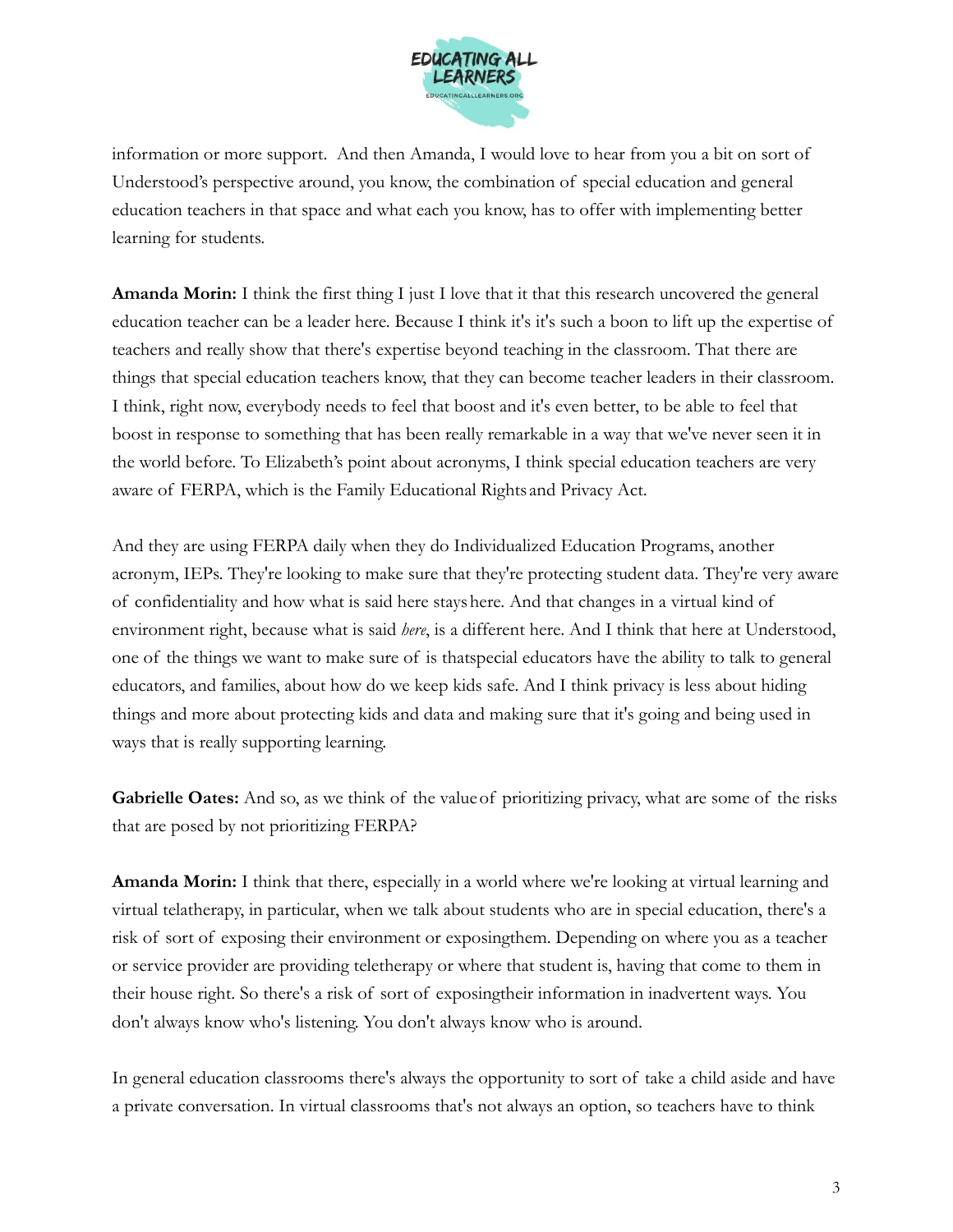information or more support. And then Amanda, I would love to hear from you a bit on sort of Understood's perspective around, you know, the combination of special education and general education teachers in that space and what each you know, has to offer with implementing better learning for students.

**Amanda Morin:** I think the first thing I just I love that it that this research uncovered the general education teacher can be a leader here. Because I think it's it's such a boon to lift up the expertise of teachers and really show that there's expertise beyond teaching in the classroom. That there are things that special education teachers know, that they can become teacher leaders in their classroom. I think, right now, everybody needs to feel that boost and it's even better, to be able to feel that boost in response to something that has been really remarkable in a way that we've never seen it in the world before. To Elizabeth's point about acronyms, I think special education teachers are very aware of FERPA, which is the Family Educational Rights and Privacy Act.

And they are using FERPA daily when they do Individualized Education Programs, another acronym, IEPs. They're looking to make sure that they're protecting student data. They're very aware of confidentiality and how what is said here stays here. And that changes in a virtual kind of environment right, because what is said *here*, is a different here. And I think that here at Understood, one of the things we want to make sure of is thatspecial educators have the ability to talk to general educators, and families, about how do we keep kids safe. And I think privacy is less about hiding things and more about protecting kids and data and making sure that it's going and being used in ways that is really supporting learning.

**Gabrielle Oates:** And so, as we think of the value of prioritizing privacy, what are some of the risks that are posed by not prioritizing FERPA?

**Amanda Morin:** I think that there, especially in a world where we're looking at virtual learning and virtual telatherapy, in particular, when we talk about students who are in special education, there's a risk of sort of exposing their environment or exposingthem. Depending on where you as a teacher or service provider are providing teletherapy or where that student is, having that come to them in their house right. So there's a risk of sort of exposingtheir information in inadvertent ways. You don't always know who's listening. You don't always know who is around.

In general education classrooms there's always the opportunity to sort of take a child aside and have a private conversation. In virtual classrooms that's not always an option, so teachers have to think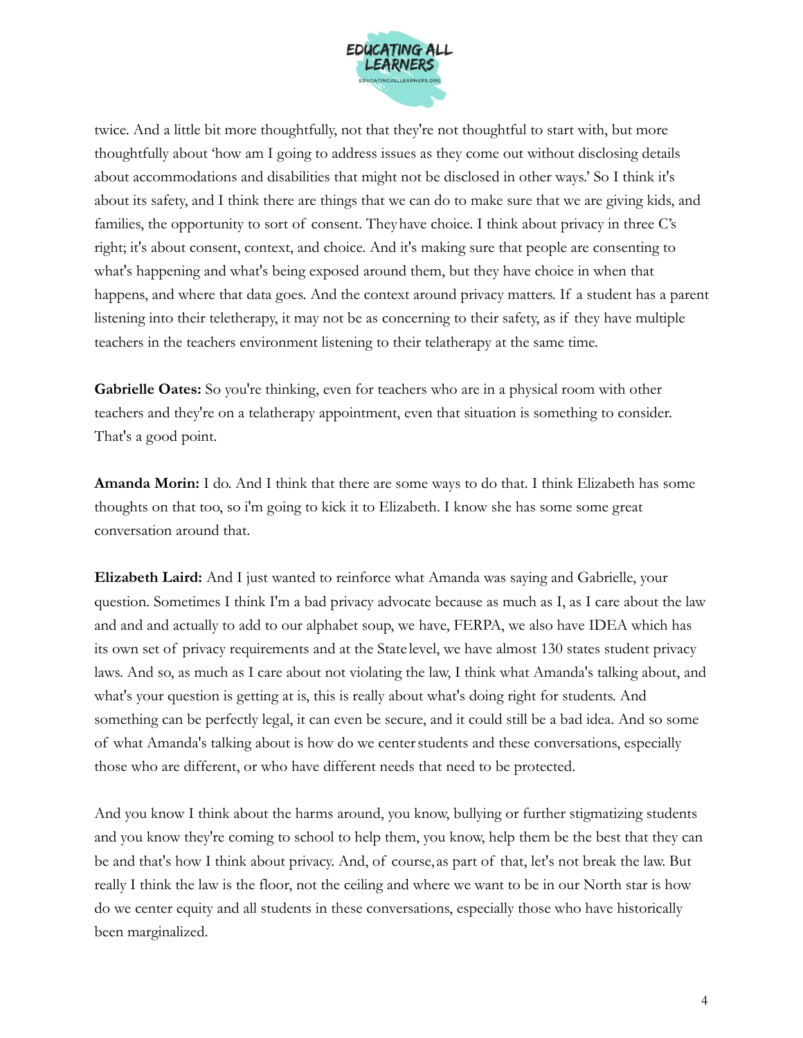twice. And a little bit more thoughtfully, not that they're not thoughtful to start with, but more thoughtfully about 'how am I going to address issues as they come out without disclosing details about accommodations and disabilities that might not be disclosed in other ways.' So I think it's about its safety, and I think there are things that we can do to make sure that we are giving kids, and families, the opportunity to sort of consent. They have choice. I think about privacy in three C's right; it's about consent, context, and choice. And it's making sure that people are consenting to what's happening and what's being exposed around them, but they have choice in when that happens, and where that data goes. And the context around privacy matters. If a student has a parent listening into their teletherapy, it may not be as concerning to their safety, as if they have multiple teachers in the teachers environment listening to their telatherapy at the same time.

**Gabrielle Oates:** So you're thinking, even for teachers who are in a physical room with other teachers and they're on a telatherapy appointment, even that situation is something to consider. That's a good point.

**Amanda Morin:** I do. And I think that there are some ways to do that. I think Elizabeth has some thoughts on that too, so i'm going to kick it to Elizabeth. I know she has some some great conversation around that.

**Elizabeth Laird:** And I just wanted to reinforce what Amanda was saying and Gabrielle, your question. Sometimes I think I'm a bad privacy advocate because as much as I, as I care about the law and and and actually to add to our alphabet soup, we have, FERPA, we also have IDEA which has its own set of privacy requirements and at the State level, we have almost 130 states student privacy laws. And so, as much as I care about not violating the law, I think what Amanda's talking about, and what's your question is getting at is, this is really about what's doing right for students. And something can be perfectly legal, it can even be secure, and it could still be a bad idea. And so some of what Amanda's talking about is how do we center students and these conversations, especially those who are different, or who have different needs that need to be protected.

And you know I think about the harms around, you know, bullying or further stigmatizing students and you know they're coming to school to help them, you know, help them be the best that they can be and that's how I think about privacy. And, of course, as part of that, let's not break the law. But really I think the law is the floor, not the ceiling and where we want to be in our North star is how do we center equity and all students in these conversations, especially those who have historically been marginalized.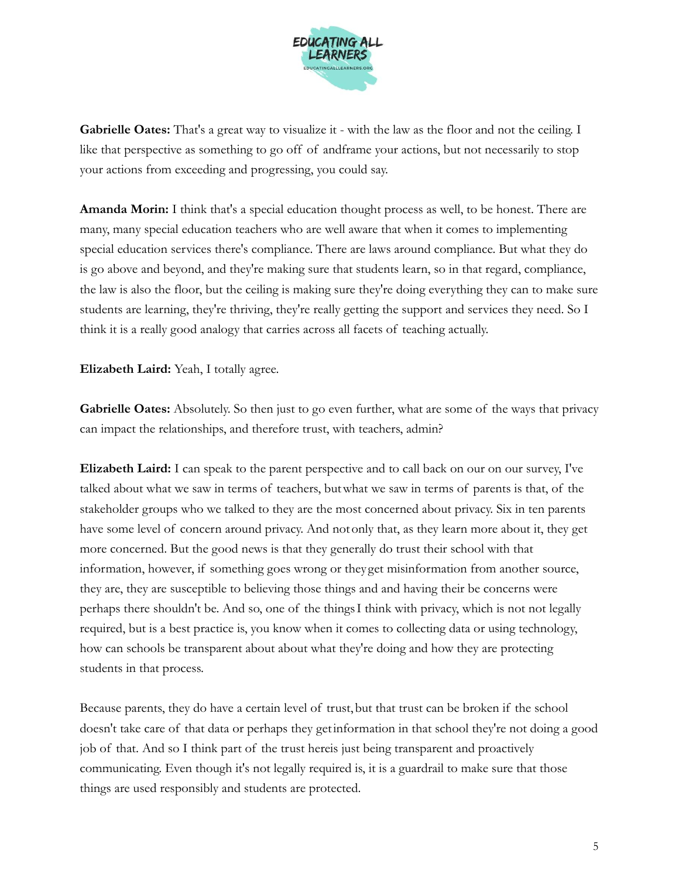**Gabrielle Oates:** That's a great way to visualize it - with the law as the floor and not the ceiling. I like that perspective as something to go off of andframe your actions, but not necessarily to stop your actions from exceeding and progressing, you could say.

**Amanda Morin:** I think that's a special education thought process as well, to be honest. There are many, many special education teachers who are well aware that when it comes to implementing special education services there's compliance. There are laws around compliance. But what they do is go above and beyond, and they're making sure that students learn, so in that regard, compliance, the law is also the floor, but the ceiling is making sure they're doing everything they can to make sure students are learning, they're thriving, they're really getting the support and services they need. So I think it is a really good analogy that carries across all facets of teaching actually.

**Elizabeth Laird:** Yeah, I totally agree.

**Gabrielle Oates:** Absolutely. So then just to go even further, what are some of the ways that privacy can impact the relationships, and therefore trust, with teachers, admin?

**Elizabeth Laird:** I can speak to the parent perspective and to call back on our on our survey, I've talked about what we saw in terms of teachers, butwhat we saw in terms of parents is that, of the stakeholder groups who we talked to they are the most concerned about privacy. Six in ten parents have some level of concern around privacy. And notonly that, as they learn more about it, they get more concerned. But the good news is that they generally do trust their school with that information, however, if something goes wrong or theyget misinformation from another source, they are, they are susceptible to believing those things and and having their be concerns were perhaps there shouldn't be. And so, one of the thingsI think with privacy, which is not not legally required, but is a best practice is, you know when it comes to collecting data or using technology, how can schools be transparent about about what they're doing and how they are protecting students in that process.

Because parents, they do have a certain level of trust,but that trust can be broken if the school doesn't take care of that data or perhaps they getinformation in that school they're not doing a good job of that. And so I think part of the trust hereis just being transparent and proactively communicating. Even though it's not legally required is, it is a guardrail to make sure that those things are used responsibly and students are protected.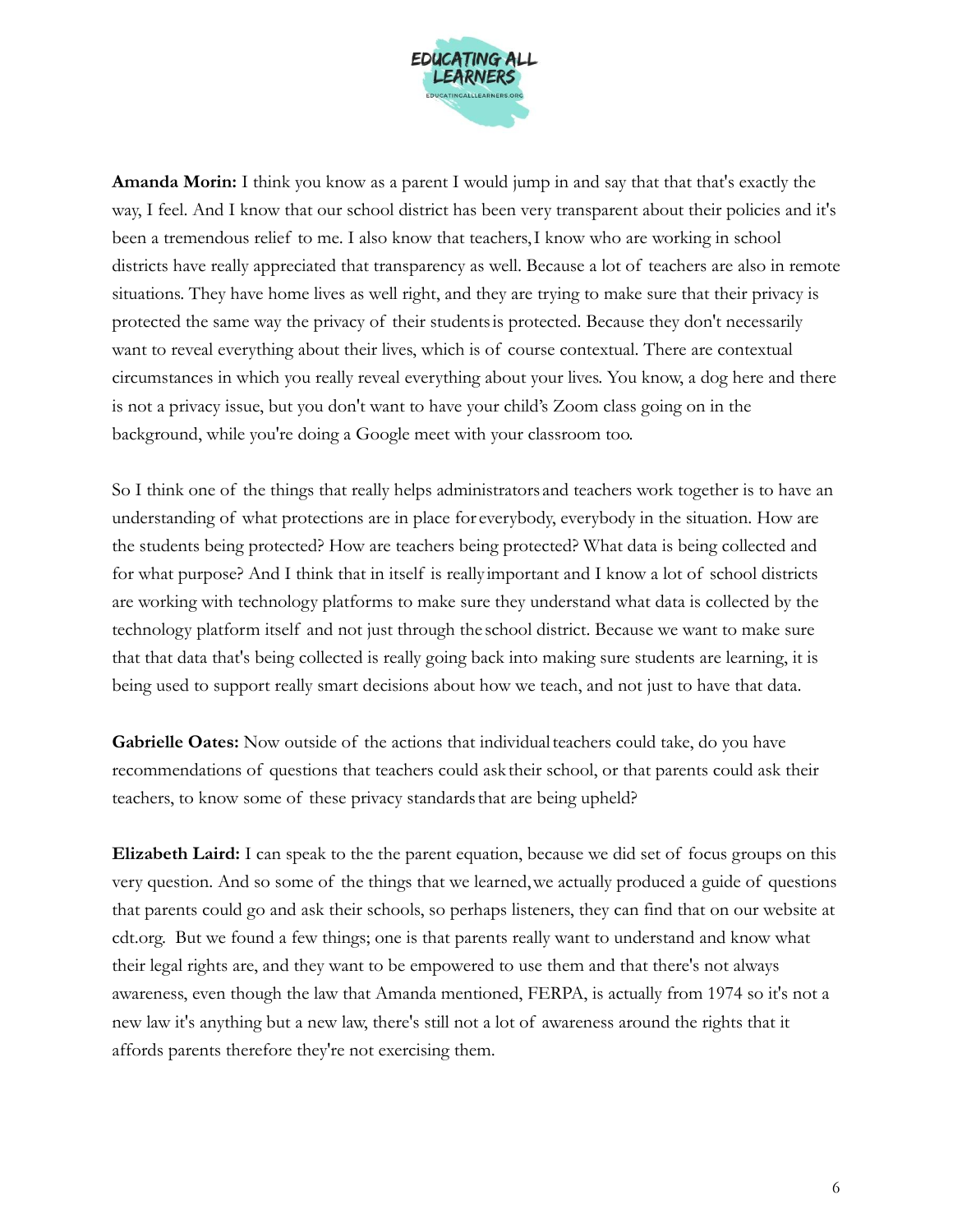**Amanda Morin:** I think you know as a parent I would jump in and say that that that's exactly the way, I feel. And I know that our school district has been very transparent about their policies and it's been a tremendous relief to me. I also know that teachers, I know who are working in school districts have really appreciated that transparency as well. Because a lot of teachers are also in remote situations. They have home lives as well right, and they are trying to make sure that their privacy is protected the same way the privacy of their students is protected. Because they don't necessarily want to reveal everything about their lives, which is of course contextual. There are contextual circumstances in which you really reveal everything about your lives. You know, a dog here and there is not a privacy issue, but you don't want to have your child's Zoom class going on in the background, while you're doing a Google meet with your classroom too.

So I think one of the things that really helps administrators and teachers work together is to have an understanding of what protections are in place for everybody, everybody in the situation. How are the students being protected? How are teachers being protected? What data is being collected and for what purpose? And I think that in itself is really important and I know a lot of school districts are working with technology platforms to make sure they understand what data is collected by the technology platform itself and not just through the school district. Because we want to make sure that that data that's being collected is really going back into making sure students are learning, it is being used to support really smart decisions about how we teach, and not just to have that data.

**Gabrielle Oates:** Now outside of the actions that individual teachers could take, do you have recommendations of questions that teachers could ask their school, or that parents could ask their teachers, to know some of these privacy standards that are being upheld?

**Elizabeth Laird:** I can speak to the the parent equation, because we did set of focus groups on this very question. And so some of the things that we learned, we actually produced a guide of questions that parents could go and ask their schools, so perhaps listeners, they can find that on our website at cdt.org. But we found a few things; one is that parents really want to understand and know what their legal rights are, and they want to be empowered to use them and that there's not always awareness, even though the law that Amanda mentioned, FERPA, is actually from 1974 so it's not a new law it's anything but a new law, there's still not a lot of awareness around the rights that it affords parents therefore they're not exercising them.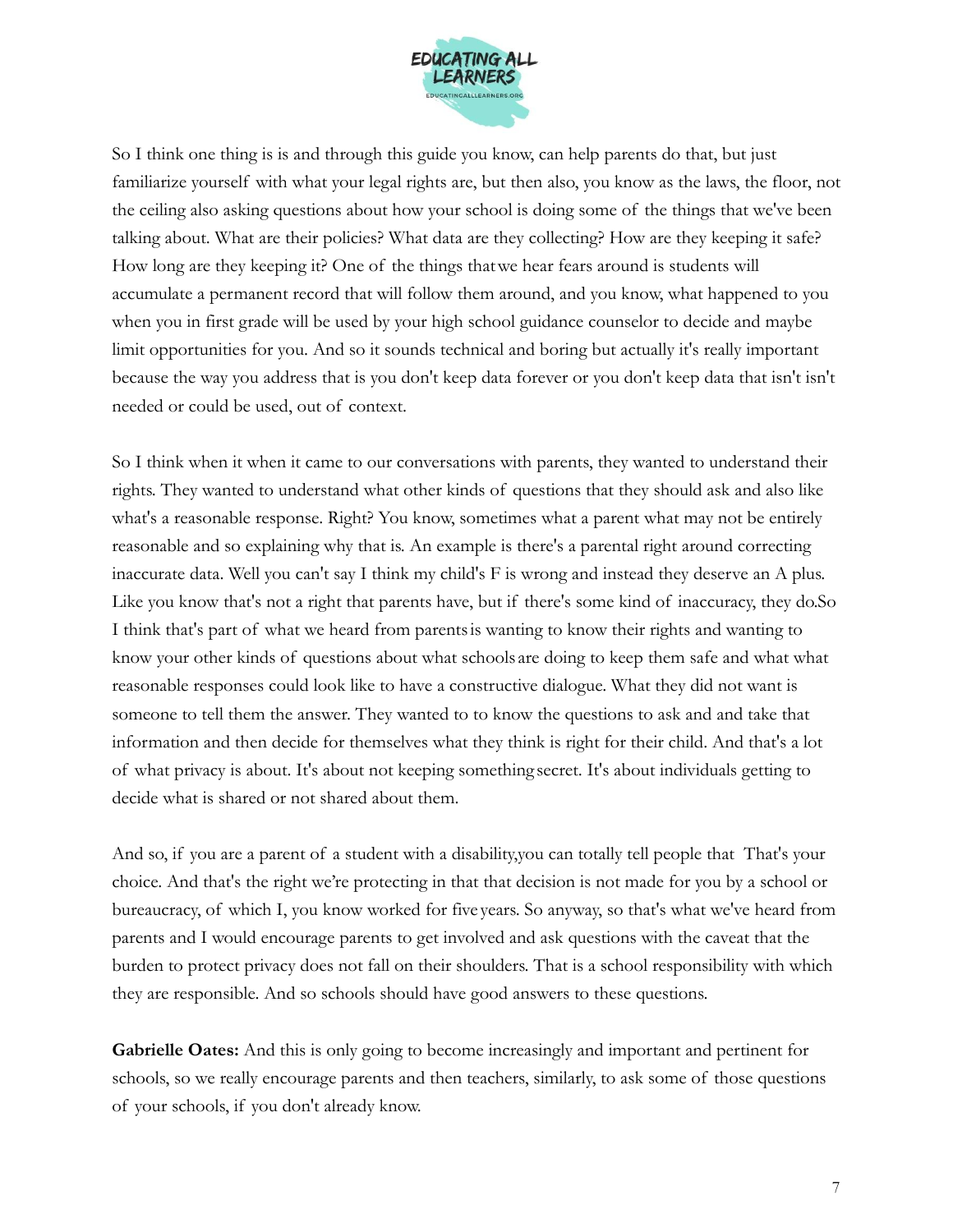So I think one thing is is and through this guide you know, can help parents do that, but just familiarize yourself with what your legal rights are, but then also, you know as the laws, the floor, not the ceiling also asking questions about how your school is doing some of the things that we've been talking about. What are their policies? What data are they collecting? How are they keeping it safe? How long are they keeping it? One of the things that we hear fears around is students will accumulate a permanent record that will follow them around, and you know, what happened to you when you in first grade will be used by your high school guidance counselor to decide and maybe limit opportunities for you. And so it sounds technical and boring but actually it's really important because the way you address that is you don't keep data forever or you don't keep data that isn't isn't needed or could be used, out of context.

So I think when it when it came to our conversations with parents, they wanted to understand their rights. They wanted to understand what other kinds of questions that they should ask and also like what's a reasonable response. Right? You know, sometimes what a parent what may not be entirely reasonable and so explaining why that is. An example is there's a parental right around correcting inaccurate data. Well you can't say I think my child's F is wrong and instead they deserve an A plus. Like you know that's not a right that parents have, but if there's some kind of inaccuracy, they do.So I think that's part of what we heard from parents is wanting to know their rights and wanting to know your other kinds of questions about what schools are doing to keep them safe and what what reasonable responses could look like to have a constructive dialogue. What they did not want is someone to tell them the answer. They wanted to to know the questions to ask and and take that information and then decide for themselves what they think is right for their child. And that's a lot of what privacy is about. It's about not keeping something secret. It's about individuals getting to decide what is shared or not shared about them.

And so, if you are a parent of a student with a disability,you can totally tell people that That's your choice. And that's the right we're protecting in that that decision is not made for you by a school or bureaucracy, of which I, you know worked for five years. So anyway, so that's what we've heard from parents and I would encourage parents to get involved and ask questions with the caveat that the burden to protect privacy does not fall on their shoulders. That is a school responsibility with which they are responsible. And so schools should have good answers to these questions.

**Gabrielle Oates:** And this is only going to become increasingly and important and pertinent for schools, so we really encourage parents and then teachers, similarly, to ask some of those questions of your schools, if you don't already know.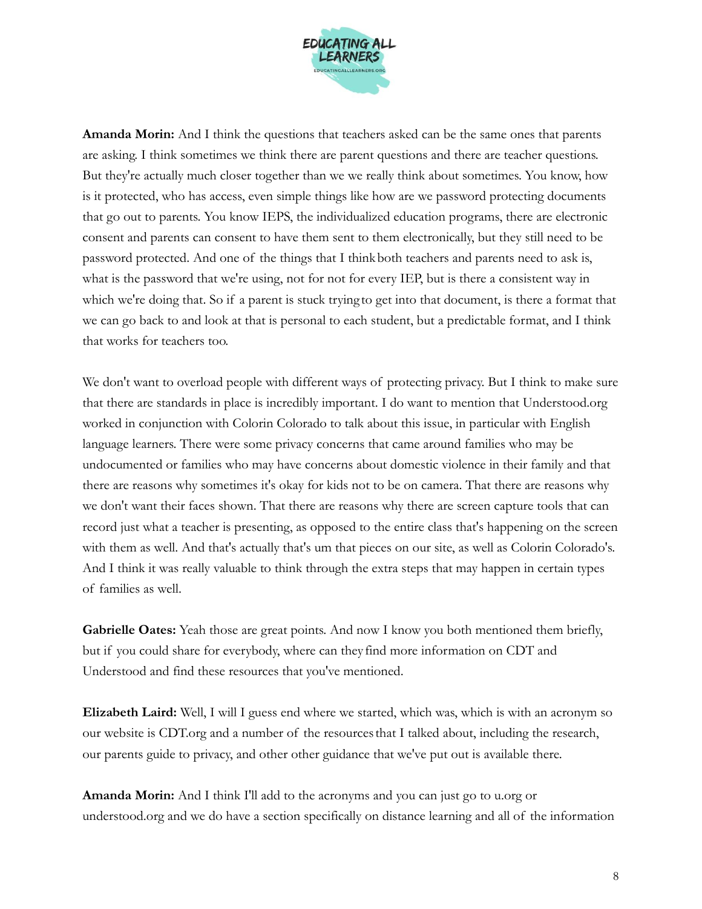**Amanda Morin:** And I think the questions that teachers asked can be the same ones that parents are asking. I think sometimes we think there are parent questions and there are teacher questions. But they're actually much closer together than we we really think about sometimes. You know, how is it protected, who has access, even simple things like how are we password protecting documents that go out to parents. You know IEPS, the individualized education programs, there are electronic consent and parents can consent to have them sent to them electronically, but they still need to be password protected. And one of the things that I think both teachers and parents need to ask is, what is the password that we're using, not for not for every IEP, but is there a consistent way in which we're doing that. So if a parent is stuck trying to get into that document, is there a format that we can go back to and look at that is personal to each student, but a predictable format, and I think that works for teachers too.

We don't want to overload people with different ways of protecting privacy. But I think to make sure that there are standards in place is incredibly important. I do want to mention that Understood.org worked in conjunction with Colorin Colorado to talk about this issue, in particular with English language learners. There were some privacy concerns that came around families who may be undocumented or families who may have concerns about domestic violence in their family and that there are reasons why sometimes it's okay for kids not to be on camera. That there are reasons why we don't want their faces shown. That there are reasons why there are screen capture tools that can record just what a teacher is presenting, as opposed to the entire class that's happening on the screen with them as well. And that's actually that's um that pieces on our site, as well as Colorin Colorado's. And I think it was really valuable to think through the extra steps that may happen in certain types of families as well.

**Gabrielle Oates:** Yeah those are great points. And now I know you both mentioned them briefly, but if you could share for everybody, where can they find more information on CDT and Understood and find these resources that you've mentioned.

**Elizabeth Laird:** Well, I will I guess end where we started, which was, which is with an acronym so our website is CDT.org and a number of the resources that I talked about, including the research, our parents guide to privacy, and other other guidance that we've put out is available there.

**Amanda Morin:** And I think I'll add to the acronyms and you can just go to u.org or understood.org and we do have a section specifically on distance learning and all of the information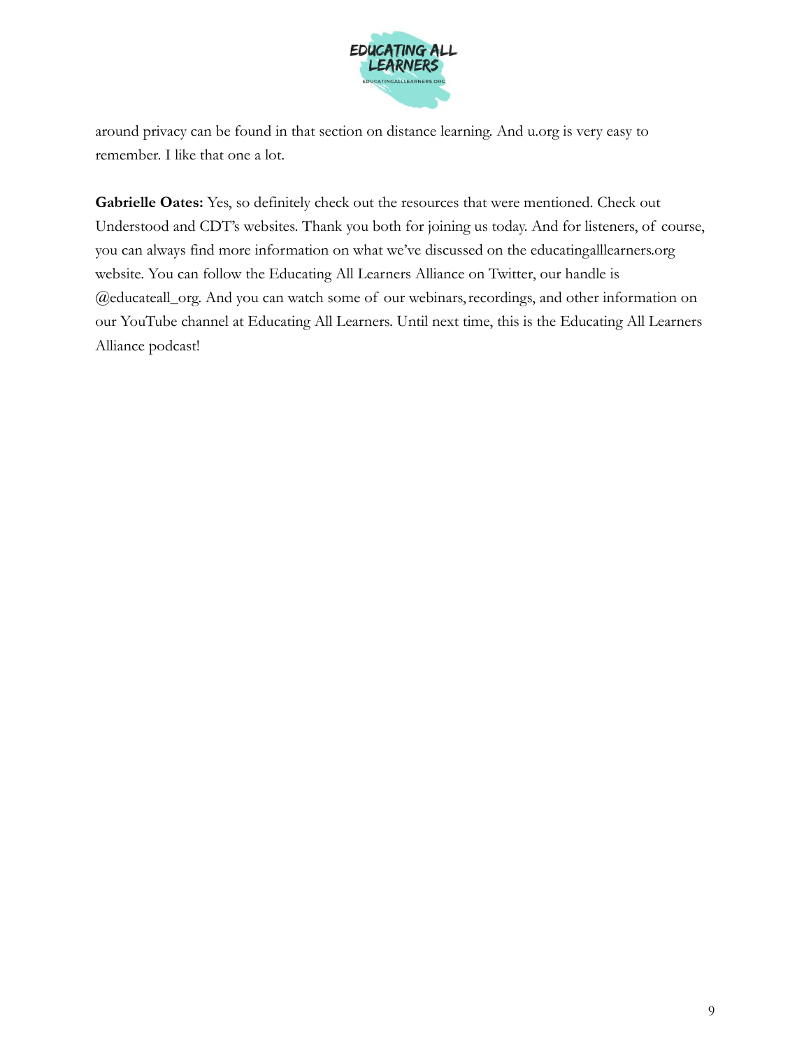around privacy can be found in that section on distance learning. And u.org is very easy to remember. I like that one a lot.

**Gabrielle Oates:** Yes, so definitely check out the resources that were mentioned. Check out Understood and CDT's websites. Thank you both for joining us today. And for listeners, of course, you can always find more information on what we've discussed on the educatingalllearners.org website. You can follow the Educating All Learners Alliance on Twitter, our handle is @educateall_org. And you can watch some of our webinars, recordings, and other information on our YouTube channel at Educating All Learners. Until next time, this is the Educating All Learners Alliance podcast!